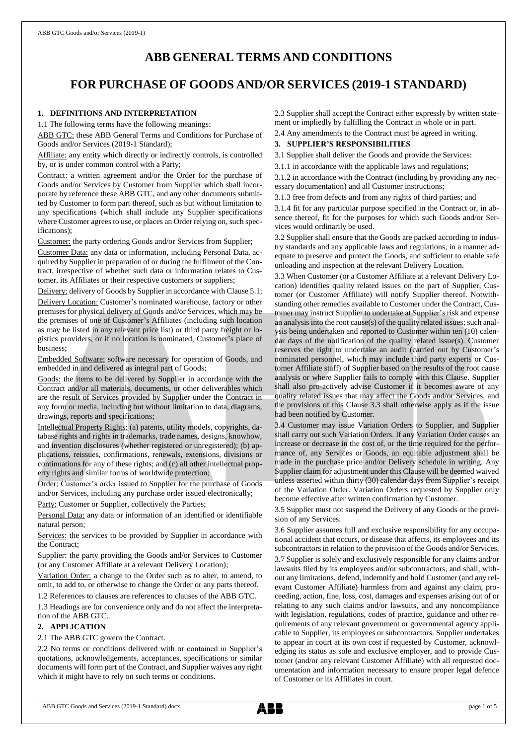# ABB GENERAL TERMS AND CONDITIONS

# FOR PURCHASE OF GOODS AND/OR SERVICES (2019-1 STANDARD)

## 1. DEFINITIONS AND INTERPRETATION

1.1 The following terms have the following meanings:

<u>ABB GTC:</u> these ABB General Terms and Conditions for Purchase of Goods and/or Services (2019-1 Standard);

<u>Affiliate:</u> any entity which directly or indirectly controls, is controlled by, or is under common control with a Party;

<u>Contract:</u> a written agreement and/or the Order for the purchase of Goods and/or Services by Customer from Supplier which shall incorporate by reference these ABB GTC, and any other documents submitted by Customer to form part thereof, such as but without limitation to any specifications (which shall include any Supplier specifications where Customer agrees to use, or places an Order relying on, such specifications);

<u>Customer:</u> the party ordering Goods and/or Services from Supplier;

<u>Customer Data:</u> any data or information, including Personal Data, acquired by Supplier in preparation of or during the fulfilment of the Contract, irrespective of whether such data or information relates to Customer, its Affiliates or their respective customers or suppliers;

<u>Delivery:</u> delivery of Goods by Supplier in accordance with Clause 5.1;

<u>Delivery Location:</u> Customer's nominated warehouse, factory or other premises for physical delivery of Goods and/or Services, which may be the premises of one of Customer's Affiliates (including such location as may be listed in any relevant price list) or third party freight or logistics providers, or if no location is nominated, Customer's place of business;

<u>Embedded Software:</u> software necessary for operation of Goods, and embedded in and delivered as integral part of Goods;

<u>Goods:</u> the items to be delivered by Supplier in accordance with the Contract and/or all materials, documents, or other deliverables which are the result of Services provided by Supplier under the Contract in any form or media, including but without limitation to data, diagrams, drawings, reports and specifications;

<u>Intellectual Property Rights:</u> (a) patents, utility models, copyrights, database rights and rights in trademarks, trade names, designs, knowhow, and invention disclosures (whether registered or unregistered); (b) applications, reissues, confirmations, renewals, extensions, divisions or continuations for any of these rights; and (c) all other intellectual property rights and similar forms of worldwide protection;

<u>Order:</u> Customer's order issued to Supplier for the purchase of Goods and/or Services, including any purchase order issued electronically;

<u>Party:</u> Customer or Supplier, collectively the Parties;

<u>Personal Data:</u> any data or information of an identified or identifiable natural person;

<u>Services:</u> the services to be provided by Supplier in accordance with the Contract;

<u>Supplier:</u> the party providing the Goods and/or Services to Customer (or any Customer Affiliate at a relevant Delivery Location);

<u>Variation Order:</u> a change to the Order such as to alter, to amend, to omit, to add to, or otherwise to change the Order or any parts thereof.

1.2 References to clauses are references to clauses of the ABB GTC.

1.3 Headings are for convenience only and do not affect the interpretation of the ABB GTC.

## 2. APPLICATION

2.1 The ABB GTC govern the Contract.

2.2 No terms or conditions delivered with or contained in Supplier's quotations, acknowledgements, acceptances, specifications or similar documents will form part of the Contract, and Supplier waives any right which it might have to rely on such terms or conditions.

2.3 Supplier shall accept the Contract either expressly by written statement or impliedly by fulfilling the Contract in whole or in part.

2.4 Any amendments to the Contract must be agreed in writing.

## 3. SUPPLIER'S RESPONSIBILITIES

3.1 Supplier shall deliver the Goods and provide the Services:

3.1.1 in accordance with the applicable laws and regulations;

3.1.2 in accordance with the Contract (including by providing any necessary documentation) and all Customer instructions;

3.1.3 free from defects and from any rights of third parties; and

3.1.4 fit for any particular purpose specified in the Contract or, in absence thereof, fit for the purposes for which such Goods and/or Services would ordinarily be used.

3.2 Supplier shall ensure that the Goods are packed according to industry standards and any applicable laws and regulations, in a manner adequate to preserve and protect the Goods, and sufficient to enable safe unloading and inspection at the relevant Delivery Location.

3.3 When Customer (or a Customer Affiliate at a relevant Delivery Location) identifies quality related issues on the part of Supplier, Customer (or Customer Affiliate) will notify Supplier thereof. Notwithstanding other remedies available to Customer under the Contract, Customer may instruct Supplier to undertake at Supplier's risk and expense an analysis into the root cause(s) of the quality related issues; such analysis being undertaken and reported to Customer within ten (10) calendar days of the notification of the quality related issue(s). Customer reserves the right to undertake an audit (carried out by Customer's nominated personnel, which may include third party experts or Customer Affiliate staff) of Supplier based on the results of the root cause analysis or where Supplier fails to comply with this Clause. Supplier shall also pro-actively advise Customer if it becomes aware of any quality related issues that may affect the Goods and/or Services, and the provisions of this Clause 3.3 shall otherwise apply as if the issue had been notified by Customer.

3.4 Customer may issue Variation Orders to Supplier, and Supplier shall carry out such Variation Orders. If any Variation Order causes an increase or decrease in the cost of, or the time required for the performance of, any Services or Goods, an equitable adjustment shall be made in the purchase price and/or Delivery schedule in writing. Any Supplier claim for adjustment under this Clause will be deemed waived unless asserted within thirty (30) calendar days from Supplier's receipt of the Variation Order. Variation Orders requested by Supplier only become effective after written confirmation by Customer.

3.5 Supplier must not suspend the Delivery of any Goods or the provision of any Services.

3.6 Supplier assumes full and exclusive responsibility for any occupational accident that occurs, or disease that affects, its employees and its subcontractors in relation to the provision of the Goods and/or Services.

3.7 Supplier is solely and exclusively responsible for any claims and/or lawsuits filed by its employees and/or subcontractors, and shall, without any limitations, defend, indemnify and hold Customer (and any relevant Customer Affiliate) harmless from and against any claim, proceeding, action, fine, loss, cost, damages and expenses arising out of or relating to any such claims and/or lawsuits, and any noncompliance with legislation, regulations, codes of practice, guidance and other requirements of any relevant government or governmental agency applicable to Supplier, its employees or subcontractors. Supplier undertakes to appear in court at its own cost if requested by Customer, acknowledging its status as sole and exclusive employer, and to provide Customer (and/or any relevant Customer Affiliate) with all requested documentation and information necessary to ensure proper legal defence of Customer or its Affiliates in court.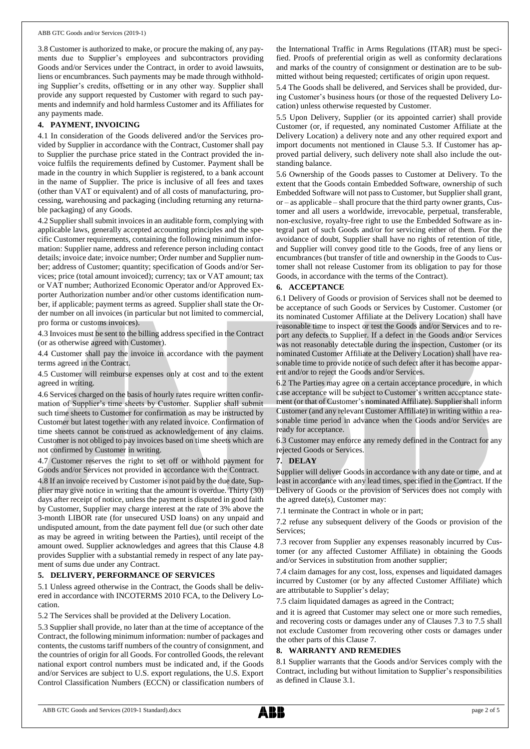3.8 Customer is authorized to make, or procure the making of, any payments due to Supplier's employees and subcontractors providing Goods and/or Services under the Contract, in order to avoid lawsuits, liens or encumbrances. Such payments may be made through withholding Supplier's credits, offsetting or in any other way. Supplier shall provide any support requested by Customer with regard to such payments and indemnify and hold harmless Customer and its Affiliates for any payments made.

## 4. PAYMENT, INVOICING

4.1 In consideration of the Goods delivered and/or the Services provided by Supplier in accordance with the Contract, Customer shall pay to Supplier the purchase price stated in the Contract provided the invoice fulfils the requirements defined by Customer. Payment shall be made in the country in which Supplier is registered, to a bank account in the name of Supplier. The price is inclusive of all fees and taxes (other than VAT or equivalent) and of all costs of manufacturing, processing, warehousing and packaging (including returning any returnable packaging) of any Goods.

4.2 Supplier shall submit invoices in an auditable form, complying with applicable laws, generally accepted accounting principles and the specific Customer requirements, containing the following minimum information: Supplier name, address and reference person including contact details; invoice date; invoice number; Order number and Supplier number; address of Customer; quantity; specification of Goods and/or Services; price (total amount invoiced); currency; tax or VAT amount; tax or VAT number; Authorized Economic Operator and/or Approved Exporter Authorization number and/or other customs identification number, if applicable; payment terms as agreed. Supplier shall state the Order number on all invoices (in particular but not limited to commercial, pro forma or customs invoices).

4.3 Invoices must be sent to the billing address specified in the Contract (or as otherwise agreed with Customer).

4.4 Customer shall pay the invoice in accordance with the payment terms agreed in the Contract.

4.5 Customer will reimburse expenses only at cost and to the extent agreed in writing.

4.6 Services charged on the basis of hourly rates require written confirmation of Supplier's time sheets by Customer. Supplier shall submit such time sheets to Customer for confirmation as may be instructed by Customer but latest together with any related invoice. Confirmation of time sheets cannot be construed as acknowledgement of any claims. Customer is not obliged to pay invoices based on time sheets which are not confirmed by Customer in writing.

4.7 Customer reserves the right to set off or withhold payment for Goods and/or Services not provided in accordance with the Contract.

4.8 If an invoice received by Customer is not paid by the due date, Supplier may give notice in writing that the amount is overdue. Thirty (30) days after receipt of notice, unless the payment is disputed in good faith by Customer, Supplier may charge interest at the rate of 3% above the 3-month LIBOR rate (for unsecured USD loans) on any unpaid and undisputed amount, from the date payment fell due (or such other date as may be agreed in writing between the Parties), until receipt of the amount owed. Supplier acknowledges and agrees that this Clause 4.8 provides Supplier with a substantial remedy in respect of any late payment of sums due under any Contract.

## 5. DELIVERY, PERFORMANCE OF SERVICES

5.1 Unless agreed otherwise in the Contract, the Goods shall be delivered in accordance with INCOTERMS 2010 FCA, to the Delivery Location.

5.2 The Services shall be provided at the Delivery Location.

5.3 Supplier shall provide, no later than at the time of acceptance of the Contract, the following minimum information: number of packages and contents, the customs tariff numbers of the country of consignment, and the countries of origin for all Goods. For controlled Goods, the relevant national export control numbers must be indicated and, if the Goods and/or Services are subject to U.S. export regulations, the U.S. Export Control Classification Numbers (ECCN) or classification numbers of the International Traffic in Arms Regulations (ITAR) must be specified. Proofs of preferential origin as well as conformity declarations and marks of the country of consignment or destination are to be submitted without being requested; certificates of origin upon request.

5.4 The Goods shall be delivered, and Services shall be provided, during Customer's business hours (or those of the requested Delivery Location) unless otherwise requested by Customer.

5.5 Upon Delivery, Supplier (or its appointed carrier) shall provide Customer (or, if requested, any nominated Customer Affiliate at the Delivery Location) a delivery note and any other required export and import documents not mentioned in Clause 5.3. If Customer has approved partial delivery, such delivery note shall also include the outstanding balance.

5.6 Ownership of the Goods passes to Customer at Delivery. To the extent that the Goods contain Embedded Software, ownership of such Embedded Software will not pass to Customer, but Supplier shall grant, or – as applicable – shall procure that the third party owner grants, Customer and all users a worldwide, irrevocable, perpetual, transferable, non-exclusive, royalty-free right to use the Embedded Software as integral part of such Goods and/or for servicing either of them. For the avoidance of doubt, Supplier shall have no rights of retention of title, and Supplier will convey good title to the Goods, free of any liens or encumbrances (but transfer of title and ownership in the Goods to Customer shall not release Customer from its obligation to pay for those Goods, in accordance with the terms of the Contract).

## 6. ACCEPTANCE

6.1 Delivery of Goods or provision of Services shall not be deemed to be acceptance of such Goods or Services by Customer. Customer (or its nominated Customer Affiliate at the Delivery Location) shall have reasonable time to inspect or test the Goods and/or Services and to report any defects to Supplier. If a defect in the Goods and/or Services was not reasonably detectable during the inspection, Customer (or its nominated Customer Affiliate at the Delivery Location) shall have reasonable time to provide notice of such defect after it has become apparent and/or to reject the Goods and/or Services.

6.2 The Parties may agree on a certain acceptance procedure, in which case acceptance will be subject to Customer's written acceptance statement (or that of Customer's nominated Affiliate). Supplier shall inform Customer (and any relevant Customer Affiliate) in writing within a reasonable time period in advance when the Goods and/or Services are ready for acceptance.

6.3 Customer may enforce any remedy defined in the Contract for any rejected Goods or Services.

## 7. DELAY

Supplier will deliver Goods in accordance with any date or time, and at least in accordance with any lead times, specified in the Contract. If the Delivery of Goods or the provision of Services does not comply with the agreed date(s), Customer may:

7.1 terminate the Contract in whole or in part;

7.2 refuse any subsequent delivery of the Goods or provision of the Services;

7.3 recover from Supplier any expenses reasonably incurred by Customer (or any affected Customer Affiliate) in obtaining the Goods and/or Services in substitution from another supplier;

7.4 claim damages for any cost, loss, expenses and liquidated damages incurred by Customer (or by any affected Customer Affiliate) which are attributable to Supplier's delay;

7.5 claim liquidated damages as agreed in the Contract;

and it is agreed that Customer may select one or more such remedies, and recovering costs or damages under any of Clauses 7.3 to 7.5 shall not exclude Customer from recovering other costs or damages under the other parts of this Clause 7.

## 8. WARRANTY AND REMEDIES

8.1 Supplier warrants that the Goods and/or Services comply with the Contract, including but without limitation to Supplier's responsibilities as defined in Clause 3.1.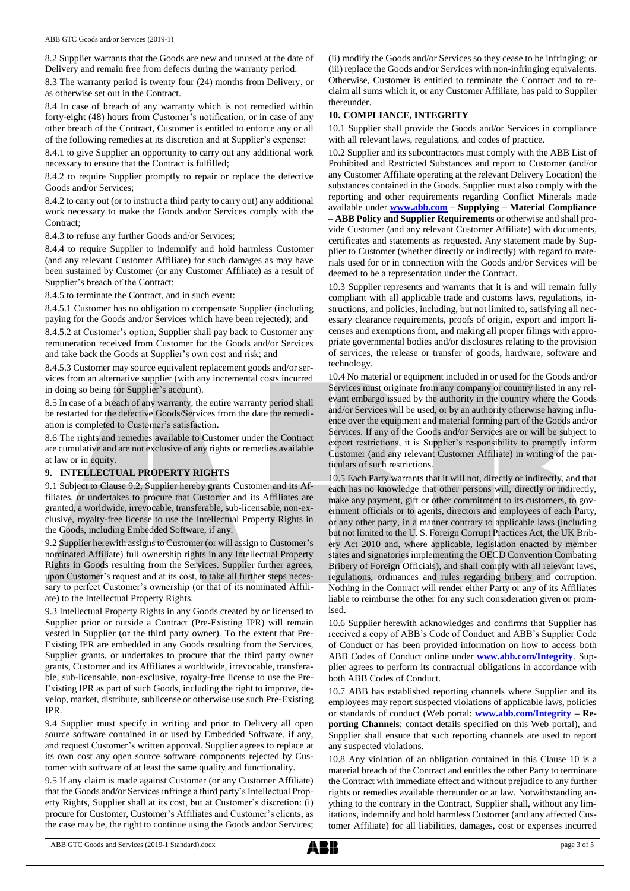8.2 Supplier warrants that the Goods are new and unused at the date of Delivery and remain free from defects during the warranty period.

8.3 The warranty period is twenty four (24) months from Delivery, or as otherwise set out in the Contract.

8.4 In case of breach of any warranty which is not remedied within forty-eight (48) hours from Customer's notification, or in case of any other breach of the Contract, Customer is entitled to enforce any or all of the following remedies at its discretion and at Supplier's expense:

8.4.1 to give Supplier an opportunity to carry out any additional work necessary to ensure that the Contract is fulfilled;

8.4.2 to require Supplier promptly to repair or replace the defective Goods and/or Services;

8.4.2 to carry out (or to instruct a third party to carry out) any additional work necessary to make the Goods and/or Services comply with the Contract;

8.4.3 to refuse any further Goods and/or Services;

8.4.4 to require Supplier to indemnify and hold harmless Customer (and any relevant Customer Affiliate) for such damages as may have been sustained by Customer (or any Customer Affiliate) as a result of Supplier's breach of the Contract;

8.4.5 to terminate the Contract, and in such event:

8.4.5.1 Customer has no obligation to compensate Supplier (including paying for the Goods and/or Services which have been rejected); and

8.4.5.2 at Customer's option, Supplier shall pay back to Customer any remuneration received from Customer for the Goods and/or Services and take back the Goods at Supplier's own cost and risk; and

8.4.5.3 Customer may source equivalent replacement goods and/or services from an alternative supplier (with any incremental costs incurred in doing so being for Supplier's account).

8.5 In case of a breach of any warranty, the entire warranty period shall be restarted for the defective Goods/Services from the date the remediation is completed to Customer's satisfaction.

8.6 The rights and remedies available to Customer under the Contract are cumulative and are not exclusive of any rights or remedies available at law or in equity.

## 9. INTELLECTUAL PROPERTY RIGHTS

9.1 Subject to Clause 9.2, Supplier hereby grants Customer and its Affiliates, or undertakes to procure that Customer and its Affiliates are granted, a worldwide, irrevocable, transferable, sub-licensable, non-exclusive, royalty-free license to use the Intellectual Property Rights in the Goods, including Embedded Software, if any.

9.2 Supplier herewith assigns to Customer (or will assign to Customer's nominated Affiliate) full ownership rights in any Intellectual Property Rights in Goods resulting from the Services. Supplier further agrees, upon Customer's request and at its cost, to take all further steps necessary to perfect Customer's ownership (or that of its nominated Affiliate) to the Intellectual Property Rights.

9.3 Intellectual Property Rights in any Goods created by or licensed to Supplier prior or outside a Contract (Pre-Existing IPR) will remain vested in Supplier (or the third party owner). To the extent that Pre-Existing IPR are embedded in any Goods resulting from the Services, Supplier grants, or undertakes to procure that the third party owner grants, Customer and its Affiliates a worldwide, irrevocable, transferable, sub-licensable, non-exclusive, royalty-free license to use the Pre-Existing IPR as part of such Goods, including the right to improve, develop, market, distribute, sublicense or otherwise use such Pre-Existing IPR.

9.4 Supplier must specify in writing and prior to Delivery all open source software contained in or used by Embedded Software, if any, and request Customer's written approval. Supplier agrees to replace at its own cost any open source software components rejected by Customer with software of at least the same quality and functionality.

9.5 If any claim is made against Customer (or any Customer Affiliate) that the Goods and/or Services infringe a third party's Intellectual Property Rights, Supplier shall at its cost, but at Customer's discretion: (i) procure for Customer, Customer's Affiliates and Customer's clients, as the case may be, the right to continue using the Goods and/or Services; (ii) modify the Goods and/or Services so they cease to be infringing; or (iii) replace the Goods and/or Services with non-infringing equivalents. Otherwise, Customer is entitled to terminate the Contract and to reclaim all sums which it, or any Customer Affiliate, has paid to Supplier thereunder.

## 10. COMPLIANCE, INTEGRITY

10.1 Supplier shall provide the Goods and/or Services in compliance with all relevant laws, regulations, and codes of practice.

10.2 Supplier and its subcontractors must comply with the ABB List of Prohibited and Restricted Substances and report to Customer (and/or any Customer Affiliate operating at the relevant Delivery Location) the substances contained in the Goods. Supplier must also comply with the reporting and other requirements regarding Conflict Minerals made available under **www.abb.com – Supplying – Material Compliance – ABB Policy and Supplier Requirements** or otherwise and shall provide Customer (and any relevant Customer Affiliate) with documents, certificates and statements as requested. Any statement made by Supplier to Customer (whether directly or indirectly) with regard to materials used for or in connection with the Goods and/or Services will be deemed to be a representation under the Contract.

10.3 Supplier represents and warrants that it is and will remain fully compliant with all applicable trade and customs laws, regulations, instructions, and policies, including, but not limited to, satisfying all necessary clearance requirements, proofs of origin, export and import licenses and exemptions from, and making all proper filings with appropriate governmental bodies and/or disclosures relating to the provision of services, the release or transfer of goods, hardware, software and technology.

10.4 No material or equipment included in or used for the Goods and/or Services must originate from any company or country listed in any relevant embargo issued by the authority in the country where the Goods and/or Services will be used, or by an authority otherwise having influence over the equipment and material forming part of the Goods and/or Services. If any of the Goods and/or Services are or will be subject to export restrictions, it is Supplier's responsibility to promptly inform Customer (and any relevant Customer Affiliate) in writing of the particulars of such restrictions.

10.5 Each Party warrants that it will not, directly or indirectly, and that each has no knowledge that other persons will, directly or indirectly, make any payment, gift or other commitment to its customers, to government officials or to agents, directors and employees of each Party, or any other party, in a manner contrary to applicable laws (including but not limited to the U. S. Foreign Corrupt Practices Act, the UK Bribery Act 2010 and, where applicable, legislation enacted by member states and signatories implementing the OECD Convention Combating Bribery of Foreign Officials), and shall comply with all relevant laws, regulations, ordinances and rules regarding bribery and corruption. Nothing in the Contract will render either Party or any of its Affiliates liable to reimburse the other for any such consideration given or promised.

10.6 Supplier herewith acknowledges and confirms that Supplier has received a copy of ABB's Code of Conduct and ABB's Supplier Code of Conduct or has been provided information on how to access both ABB Codes of Conduct online under **www.abb.com/Integrity**. Supplier agrees to perform its contractual obligations in accordance with both ABB Codes of Conduct.

10.7 ABB has established reporting channels where Supplier and its employees may report suspected violations of applicable laws, policies or standards of conduct (Web portal: **www.abb.com/Integrity – Reporting Channels**; contact details specified on this Web portal), and Supplier shall ensure that such reporting channels are used to report any suspected violations.

10.8 Any violation of an obligation contained in this Clause 10 is a material breach of the Contract and entitles the other Party to terminate the Contract with immediate effect and without prejudice to any further rights or remedies available thereunder or at law. Notwithstanding anything to the contrary in the Contract, Supplier shall, without any limitations, indemnify and hold harmless Customer (and any affected Customer Affiliate) for all liabilities, damages, cost or expenses incurred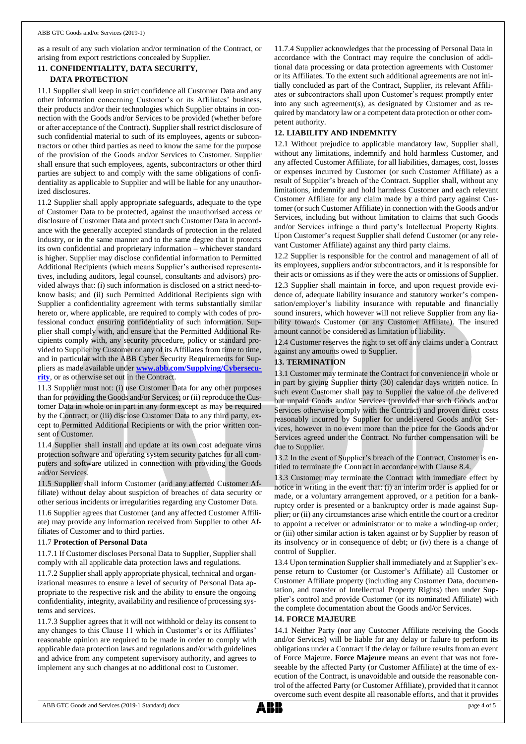as a result of any such violation and/or termination of the Contract, or arising from export restrictions concealed by Supplier.

## 11. CONFIDENTIALITY, DATA SECURITY, DATA PROTECTION

11.1 Supplier shall keep in strict confidence all Customer Data and any other information concerning Customer's or its Affiliates' business, their products and/or their technologies which Supplier obtains in connection with the Goods and/or Services to be provided (whether before or after acceptance of the Contract). Supplier shall restrict disclosure of such confidential material to such of its employees, agents or subcontractors or other third parties as need to know the same for the purpose of the provision of the Goods and/or Services to Customer. Supplier shall ensure that such employees, agents, subcontractors or other third parties are subject to and comply with the same obligations of confidentiality as applicable to Supplier and will be liable for any unauthorized disclosures.

11.2 Supplier shall apply appropriate safeguards, adequate to the type of Customer Data to be protected, against the unauthorised access or disclosure of Customer Data and protect such Customer Data in accordance with the generally accepted standards of protection in the related industry, or in the same manner and to the same degree that it protects its own confidential and proprietary information – whichever standard is higher. Supplier may disclose confidential information to Permitted Additional Recipients (which means Supplier's authorised representatives, including auditors, legal counsel, consultants and advisors) provided always that: (i) such information is disclosed on a strict need-to-know basis; and (ii) such Permitted Additional Recipients sign with Supplier a confidentiality agreement with terms substantially similar hereto or, where applicable, are required to comply with codes of professional conduct ensuring confidentiality of such information. Supplier shall comply with, and ensure that the Permitted Additional Recipients comply with, any security procedure, policy or standard provided to Supplier by Customer or any of its Affiliates from time to time, and in particular with the ABB Cyber Security Requirements for Suppliers as made available under **www.abb.com/Supplying/Cybersecurity**, or as otherwise set out in the Contract.

11.3 Supplier must not: (i) use Customer Data for any other purposes than for providing the Goods and/or Services; or (ii) reproduce the Customer Data in whole or in part in any form except as may be required by the Contract; or (iii) disclose Customer Data to any third party, except to Permitted Additional Recipients or with the prior written consent of Customer.

11.4 Supplier shall install and update at its own cost adequate virus protection software and operating system security patches for all computers and software utilized in connection with providing the Goods and/or Services.

11.5 Supplier shall inform Customer (and any affected Customer Affiliate) without delay about suspicion of breaches of data security or other serious incidents or irregularities regarding any Customer Data.

11.6 Supplier agrees that Customer (and any affected Customer Affiliate) may provide any information received from Supplier to other Affiliates of Customer and to third parties.

11.7 **Protection of Personal Data**

11.7.1 If Customer discloses Personal Data to Supplier, Supplier shall comply with all applicable data protection laws and regulations.

11.7.2 Supplier shall apply appropriate physical, technical and organizational measures to ensure a level of security of Personal Data appropriate to the respective risk and the ability to ensure the ongoing confidentiality, integrity, availability and resilience of processing systems and services.

11.7.3 Supplier agrees that it will not withhold or delay its consent to any changes to this Clause 11 which in Customer's or its Affiliates' reasonable opinion are required to be made in order to comply with applicable data protection laws and regulations and/or with guidelines and advice from any competent supervisory authority, and agrees to implement any such changes at no additional cost to Customer.

11.7.4 Supplier acknowledges that the processing of Personal Data in accordance with the Contract may require the conclusion of additional data processing or data protection agreements with Customer or its Affiliates. To the extent such additional agreements are not initially concluded as part of the Contract, Supplier, its relevant Affiliates or subcontractors shall upon Customer's request promptly enter into any such agreement(s), as designated by Customer and as required by mandatory law or a competent data protection or other competent authority.

## 12. LIABILITY AND INDEMNITY

12.1 Without prejudice to applicable mandatory law, Supplier shall, without any limitations, indemnify and hold harmless Customer, and any affected Customer Affiliate, for all liabilities, damages, cost, losses or expenses incurred by Customer (or such Customer Affiliate) as a result of Supplier's breach of the Contract. Supplier shall, without any limitations, indemnify and hold harmless Customer and each relevant Customer Affiliate for any claim made by a third party against Customer (or such Customer Affiliate) in connection with the Goods and/or Services, including but without limitation to claims that such Goods and/or Services infringe a third party's Intellectual Property Rights. Upon Customer's request Supplier shall defend Customer (or any relevant Customer Affiliate) against any third party claims.

12.2 Supplier is responsible for the control and management of all of its employees, suppliers and/or subcontractors, and it is responsible for their acts or omissions as if they were the acts or omissions of Supplier.

12.3 Supplier shall maintain in force, and upon request provide evidence of, adequate liability insurance and statutory worker's compensation/employer's liability insurance with reputable and financially sound insurers, which however will not relieve Supplier from any liability towards Customer (or any Customer Affiliate). The insured amount cannot be considered as limitation of liability.

12.4 Customer reserves the right to set off any claims under a Contract against any amounts owed to Supplier.

## 13. TERMINATION

13.1 Customer may terminate the Contract for convenience in whole or in part by giving Supplier thirty (30) calendar days written notice. In such event Customer shall pay to Supplier the value of the delivered but unpaid Goods and/or Services (provided that such Goods and/or Services otherwise comply with the Contract) and proven direct costs reasonably incurred by Supplier for undelivered Goods and/or Services, however in no event more than the price for the Goods and/or Services agreed under the Contract. No further compensation will be due to Supplier.

13.2 In the event of Supplier's breach of the Contract, Customer is entitled to terminate the Contract in accordance with Clause 8.4.

13.3 Customer may terminate the Contract with immediate effect by notice in writing in the event that: (i) an interim order is applied for or made, or a voluntary arrangement approved, or a petition for a bankruptcy order is presented or a bankruptcy order is made against Supplier; or (ii) any circumstances arise which entitle the court or a creditor to appoint a receiver or administrator or to make a winding-up order; or (iii) other similar action is taken against or by Supplier by reason of its insolvency or in consequence of debt; or (iv) there is a change of control of Supplier.

13.4 Upon termination Supplier shall immediately and at Supplier's expense return to Customer (or Customer's Affiliate) all Customer or Customer Affiliate property (including any Customer Data, documentation, and transfer of Intellectual Property Rights) then under Supplier's control and provide Customer (or its nominated Affiliate) with the complete documentation about the Goods and/or Services.

## 14. FORCE MAJEURE

14.1 Neither Party (nor any Customer Affiliate receiving the Goods and/or Services) will be liable for any delay or failure to perform its obligations under a Contract if the delay or failure results from an event of Force Majeure. **Force Majeure** means an event that was not foreseeable by the affected Party (or Customer Affiliate) at the time of execution of the Contract, is unavoidable and outside the reasonable control of the affected Party (or Customer Affiliate), provided that it cannot overcome such event despite all reasonable efforts, and that it provides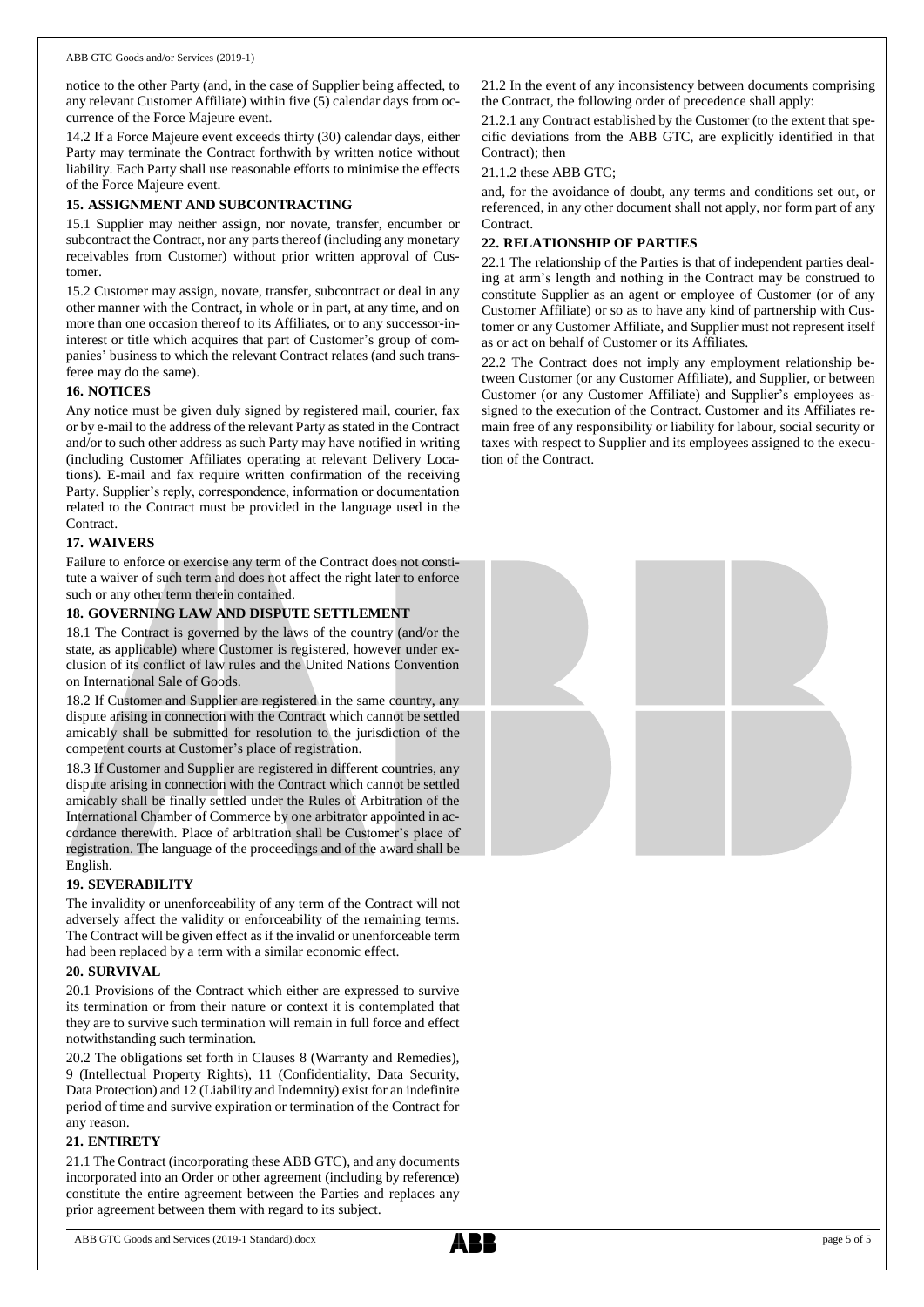notice to the other Party (and, in the case of Supplier being affected, to any relevant Customer Affiliate) within five (5) calendar days from occurrence of the Force Majeure event.

14.2 If a Force Majeure event exceeds thirty (30) calendar days, either Party may terminate the Contract forthwith by written notice without liability. Each Party shall use reasonable efforts to minimise the effects of the Force Majeure event.

## 15. ASSIGNMENT AND SUBCONTRACTING

15.1 Supplier may neither assign, nor novate, transfer, encumber or subcontract the Contract, nor any parts thereof (including any monetary receivables from Customer) without prior written approval of Customer.

15.2 Customer may assign, novate, transfer, subcontract or deal in any other manner with the Contract, in whole or in part, at any time, and on more than one occasion thereof to its Affiliates, or to any successor-in-interest or title which acquires that part of Customer's group of companies' business to which the relevant Contract relates (and such transferee may do the same).

## 16. NOTICES

Any notice must be given duly signed by registered mail, courier, fax or by e-mail to the address of the relevant Party as stated in the Contract and/or to such other address as such Party may have notified in writing (including Customer Affiliates operating at relevant Delivery Locations). E-mail and fax require written confirmation of the receiving Party. Supplier's reply, correspondence, information or documentation related to the Contract must be provided in the language used in the Contract.

## 17. WAIVERS

Failure to enforce or exercise any term of the Contract does not constitute a waiver of such term and does not affect the right later to enforce such or any other term therein contained.

## 18. GOVERNING LAW AND DISPUTE SETTLEMENT

18.1 The Contract is governed by the laws of the country (and/or the state, as applicable) where Customer is registered, however under exclusion of its conflict of law rules and the United Nations Convention on International Sale of Goods.

18.2 If Customer and Supplier are registered in the same country, any dispute arising in connection with the Contract which cannot be settled amicably shall be submitted for resolution to the jurisdiction of the competent courts at Customer's place of registration.

18.3 If Customer and Supplier are registered in different countries, any dispute arising in connection with the Contract which cannot be settled amicably shall be finally settled under the Rules of Arbitration of the International Chamber of Commerce by one arbitrator appointed in accordance therewith. Place of arbitration shall be Customer's place of registration. The language of the proceedings and of the award shall be English.

## 19. SEVERABILITY

The invalidity or unenforceability of any term of the Contract will not adversely affect the validity or enforceability of the remaining terms. The Contract will be given effect as if the invalid or unenforceable term had been replaced by a term with a similar economic effect.

## 20. SURVIVAL

20.1 Provisions of the Contract which either are expressed to survive its termination or from their nature or context it is contemplated that they are to survive such termination will remain in full force and effect notwithstanding such termination.

20.2 The obligations set forth in Clauses 8 (Warranty and Remedies), 9 (Intellectual Property Rights), 11 (Confidentiality, Data Security, Data Protection) and 12 (Liability and Indemnity) exist for an indefinite period of time and survive expiration or termination of the Contract for any reason.

## 21. ENTIRETY

21.1 The Contract (incorporating these ABB GTC), and any documents incorporated into an Order or other agreement (including by reference) constitute the entire agreement between the Parties and replaces any prior agreement between them with regard to its subject.

21.2 In the event of any inconsistency between documents comprising the Contract, the following order of precedence shall apply:

21.2.1 any Contract established by the Customer (to the extent that specific deviations from the ABB GTC, are explicitly identified in that Contract); then

21.1.2 these ABB GTC;

and, for the avoidance of doubt, any terms and conditions set out, or referenced, in any other document shall not apply, nor form part of any Contract.

## 22. RELATIONSHIP OF PARTIES

22.1 The relationship of the Parties is that of independent parties dealing at arm's length and nothing in the Contract may be construed to constitute Supplier as an agent or employee of Customer (or of any Customer Affiliate) or so as to have any kind of partnership with Customer or any Customer Affiliate, and Supplier must not represent itself as or act on behalf of Customer or its Affiliates.

22.2 The Contract does not imply any employment relationship between Customer (or any Customer Affiliate), and Supplier, or between Customer (or any Customer Affiliate) and Supplier's employees assigned to the execution of the Contract. Customer and its Affiliates remain free of any responsibility or liability for labour, social security or taxes with respect to Supplier and its employees assigned to the execution of the Contract.